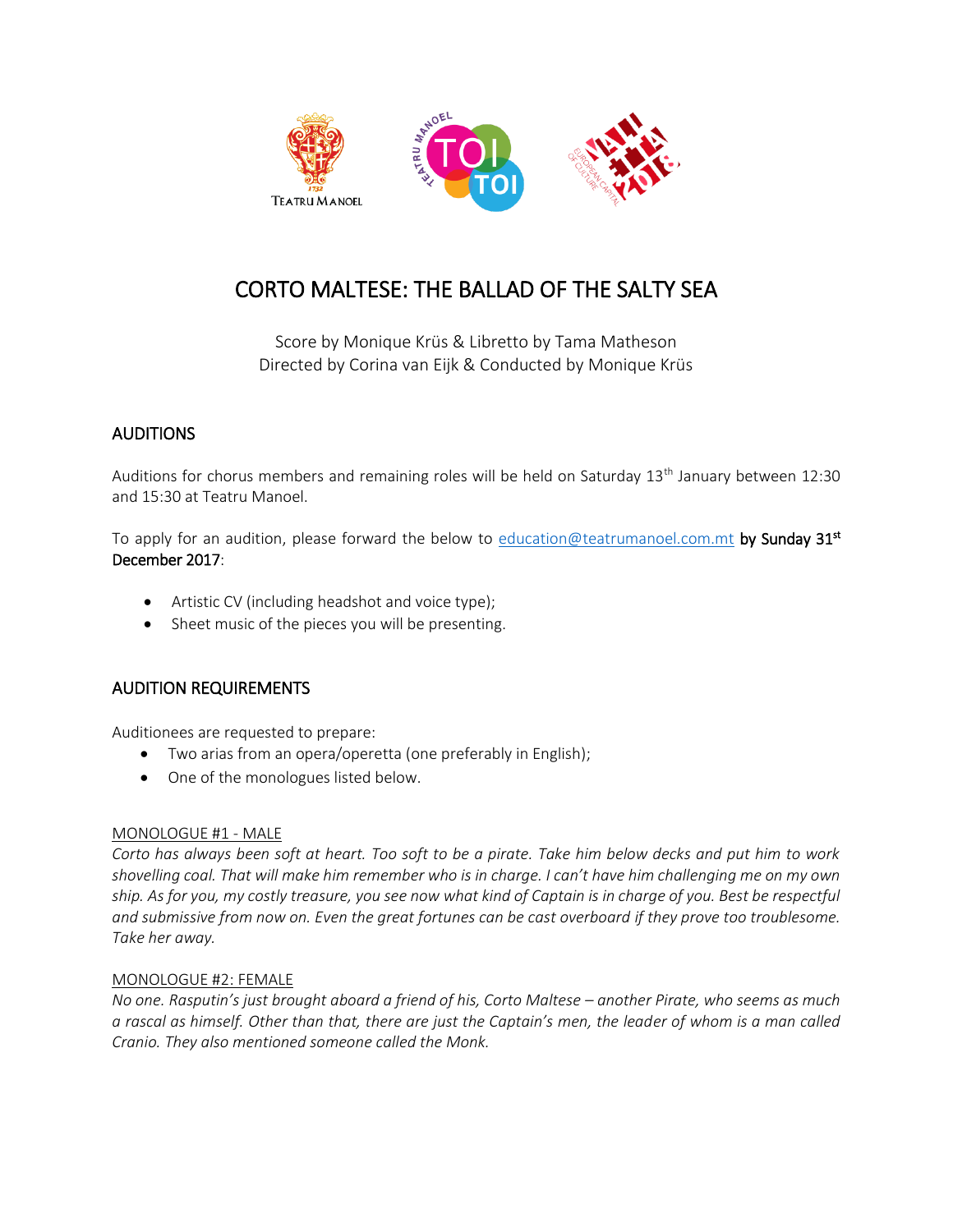# CORTO MALTESE: THE BALLAD OF THE SALTY SEA

Score by Monique Krüs & Libretto by Tama Matheson
Directed by Corina van Eijk & Conducted by Monique Krüs

## AUDITIONS

Auditions for chorus members and remaining roles will be held on Saturday 13th January between 12:30 and 15:30 at Teatru Manoel.

To apply for an audition, please forward the below to education@teatrumanoel.com.mt **by Sunday 31st December 2017**:

- Artistic CV (including headshot and voice type);
- Sheet music of the pieces you will be presenting.

## AUDITION REQUIREMENTS

Auditionees are requested to prepare:

- Two arias from an opera/operetta (one preferably in English);
- One of the monologues listed below.

### MONOLOGUE #1 - MALE

*Corto has always been soft at heart. Too soft to be a pirate. Take him below decks and put him to work shovelling coal. That will make him remember who is in charge. I can't have him challenging me on my own ship. As for you, my costly treasure, you see now what kind of Captain is in charge of you. Best be respectful and submissive from now on. Even the great fortunes can be cast overboard if they prove too troublesome. Take her away.*

### MONOLOGUE #2: FEMALE

*No one. Rasputin's just brought aboard a friend of his, Corto Maltese – another Pirate, who seems as much a rascal as himself. Other than that, there are just the Captain's men, the leader of whom is a man called Cranio. They also mentioned someone called the Monk.*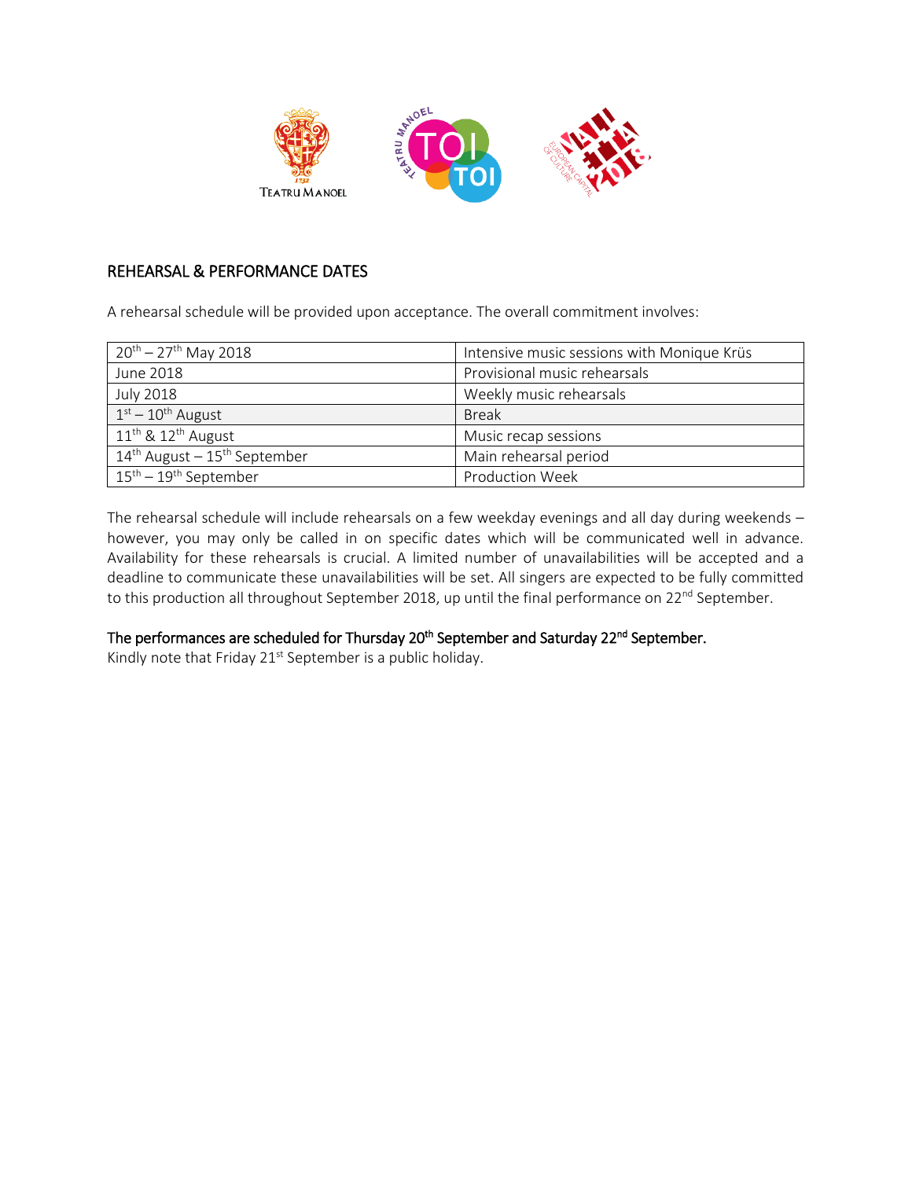## REHEARSAL & PERFORMANCE DATES

A rehearsal schedule will be provided upon acceptance. The overall commitment involves:

| | |
|---|---|
| 20th – 27th May 2018 | Intensive music sessions with Monique Krüs |
| June 2018 | Provisional music rehearsals |
| July 2018 | Weekly music rehearsals |
| 1st – 10th August | Break |
| 11th & 12th August | Music recap sessions |
| 14th August – 15th September | Main rehearsal period |
| 15th – 19th September | Production Week |

The rehearsal schedule will include rehearsals on a few weekday evenings and all day during weekends – however, you may only be called in on specific dates which will be communicated well in advance. Availability for these rehearsals is crucial. A limited number of unavailabilities will be accepted and a deadline to communicate these unavailabilities will be set. All singers are expected to be fully committed to this production all throughout September 2018, up until the final performance on 22nd September.

**The performances are scheduled for Thursday 20th September and Saturday 22nd September.**
Kindly note that Friday 21st September is a public holiday.